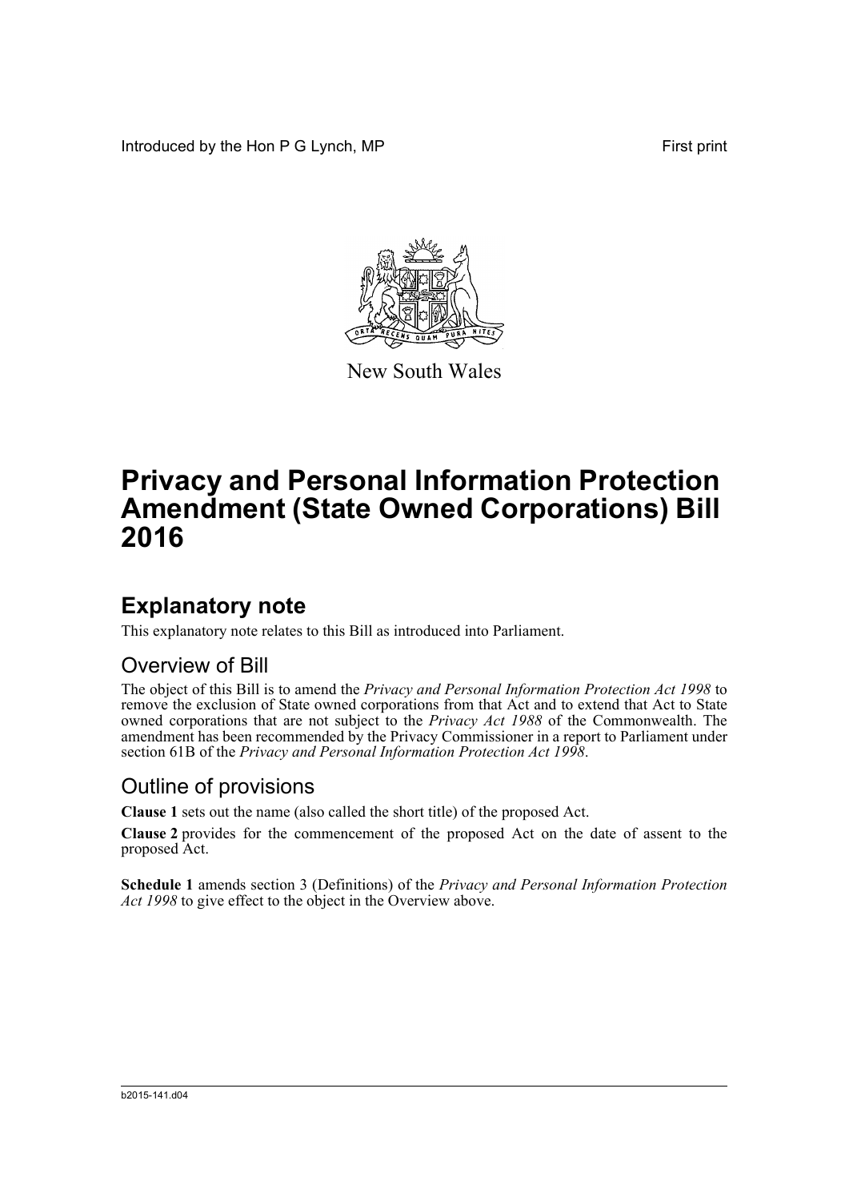Introduced by the Hon P G Lynch, MP

First print

New South Wales

# Privacy and Personal Information Protection Amendment (State Owned Corporations) Bill 2016

## Explanatory note

This explanatory note relates to this Bill as introduced into Parliament.

### Overview of Bill

The object of this Bill is to amend the *Privacy and Personal Information Protection Act 1998* to remove the exclusion of State owned corporations from that Act and to extend that Act to State owned corporations that are not subject to the *Privacy Act 1988* of the Commonwealth. The amendment has been recommended by the Privacy Commissioner in a report to Parliament under section 61B of the *Privacy and Personal Information Protection Act 1998*.

### Outline of provisions

**Clause 1** sets out the name (also called the short title) of the proposed Act.

**Clause 2** provides for the commencement of the proposed Act on the date of assent to the proposed Act.

**Schedule 1** amends section 3 (Definitions) of the *Privacy and Personal Information Protection Act 1998* to give effect to the object in the Overview above.

b2015-141.d04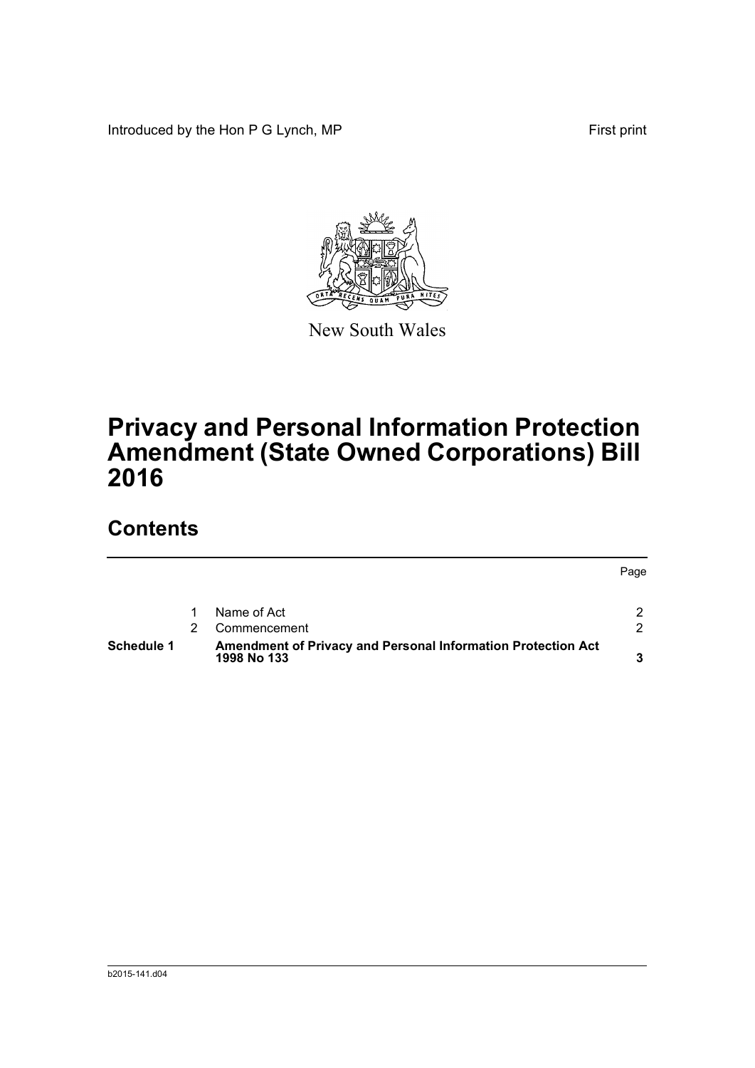Introduced by the Hon P G Lynch, MP First print

New South Wales

# Privacy and Personal Information Protection Amendment (State Owned Corporations) Bill 2016

## Contents

| | | | Page |
|---|---|---|---|
| | 1 | Name of Act | 2 |
| | 2 | Commencement | 2 |
| **Schedule 1** | | **Amendment of Privacy and Personal Information Protection Act 1998 No 133** | **3** |

b2015-141.d04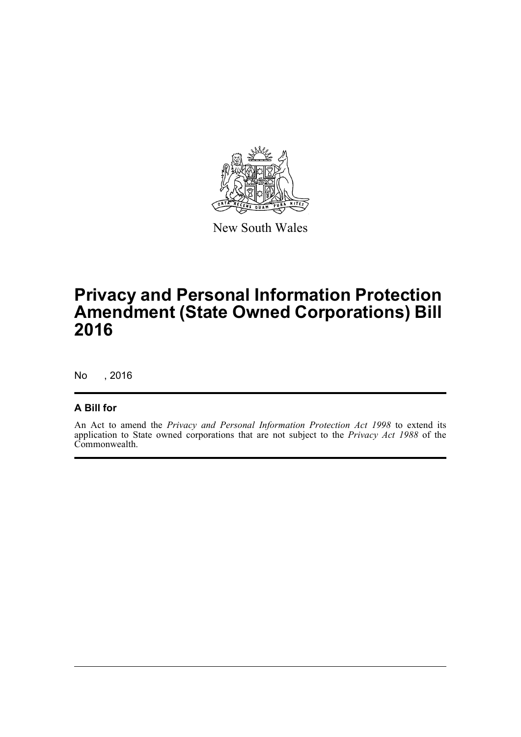New South Wales

# Privacy and Personal Information Protection Amendment (State Owned Corporations) Bill 2016

No , 2016

## A Bill for

An Act to amend the *Privacy and Personal Information Protection Act 1998* to extend its application to State owned corporations that are not subject to the *Privacy Act 1988* of the Commonwealth.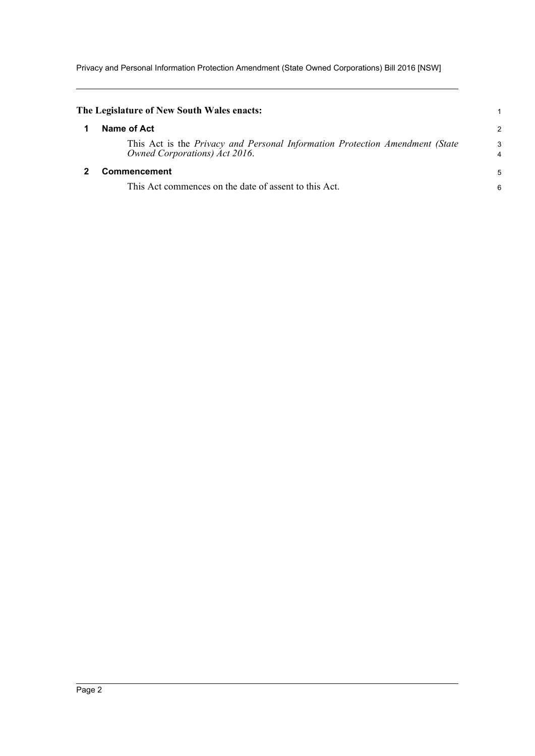**The Legislature of New South Wales enacts:**

## 1 Name of Act

This Act is the *Privacy and Personal Information Protection Amendment (State Owned Corporations) Act 2016*.

## 2 Commencement

This Act commences on the date of assent to this Act.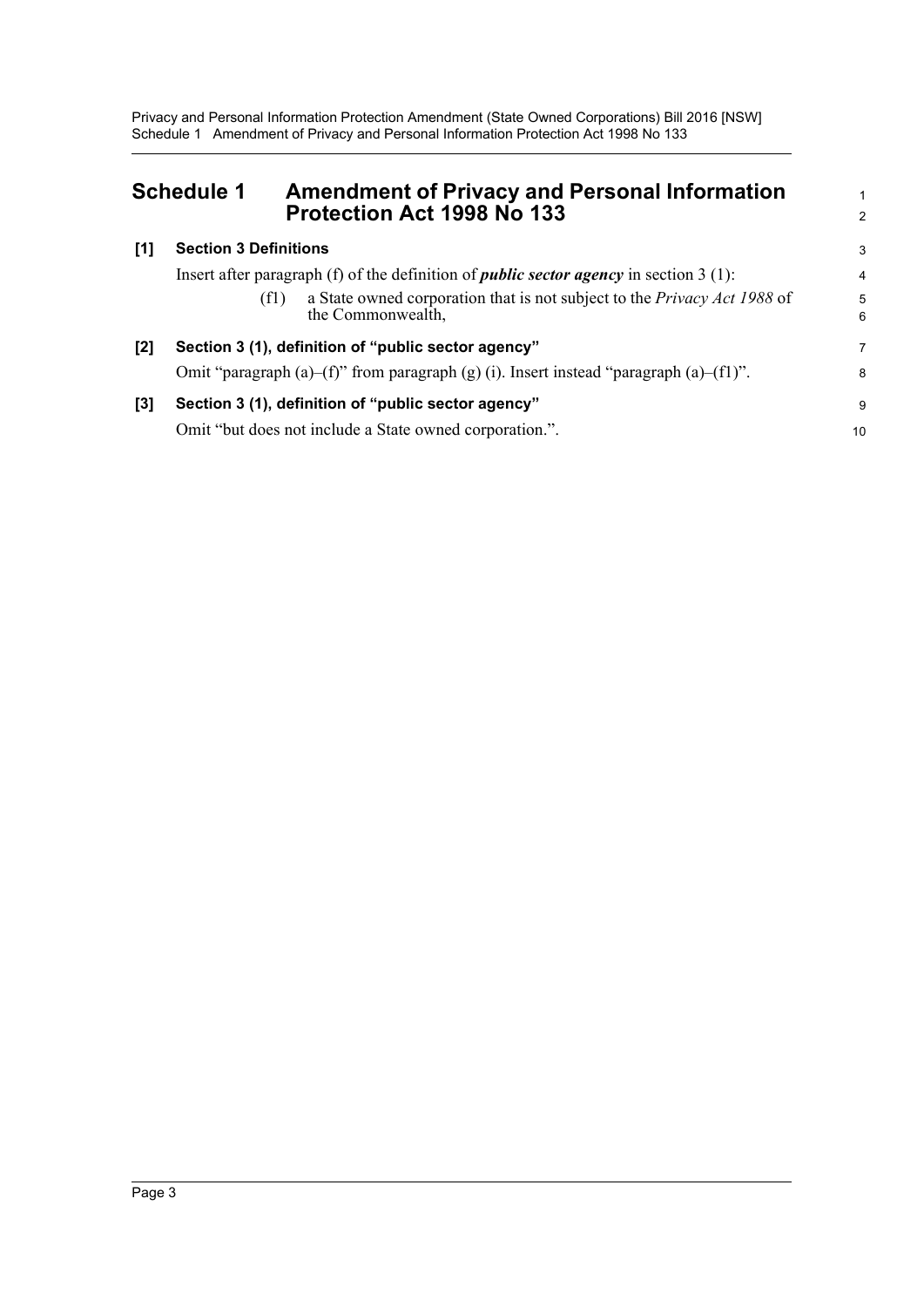# Schedule 1 Amendment of Privacy and Personal Information Protection Act 1998 No 133

**[1] Section 3 Definitions**

Insert after paragraph (f) of the definition of ***public sector agency*** in section 3 (1):

(f1) a State owned corporation that is not subject to the *Privacy Act 1988* of the Commonwealth,

**[2] Section 3 (1), definition of "public sector agency"**

Omit "paragraph (a)–(f)" from paragraph (g) (i). Insert instead "paragraph (a)–(f1)".

**[3] Section 3 (1), definition of "public sector agency"**

Omit "but does not include a State owned corporation.".